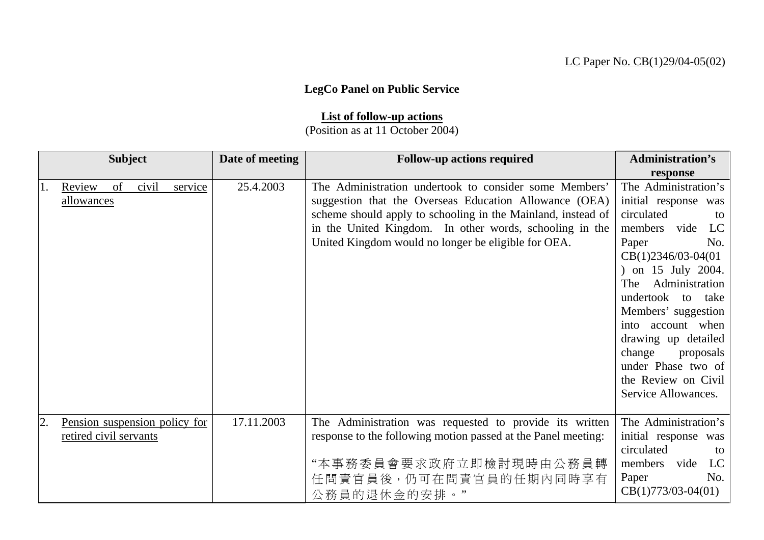LC Paper No. CB(1)29/04-05(02)

**LegCo Panel on Public Service**

**List of follow-up actions**
(Position as at 11 October 2004)

| Subject | Date of meeting | Follow-up actions required | Administration's response |
|---|---|---|---|
| 1. Review of civil service allowances | 25.4.2003 | The Administration undertook to consider some Members' suggestion that the Overseas Education Allowance (OEA) scheme should apply to schooling in the Mainland, instead of in the United Kingdom. In other words, schooling in the United Kingdom would no longer be eligible for OEA. | The Administration's initial response was circulated to members vide LC Paper No. CB(1)2346/03-04(01) on 15 July 2004. The Administration undertook to take Members' suggestion into account when drawing up detailed change proposals under Phase two of the Review on Civil Service Allowances. |
| 2. Pension suspension policy for retired civil servants | 17.11.2003 | The Administration was requested to provide its written response to the following motion passed at the Panel meeting:<br><br>"本事務委員會要求政府立即檢討現時由公務員轉任問責官員後，仍可在問責官員的任期內同時享有公務員的退休金的安排。" | The Administration's initial response was circulated to members vide LC Paper No. CB(1)773/03-04(01) |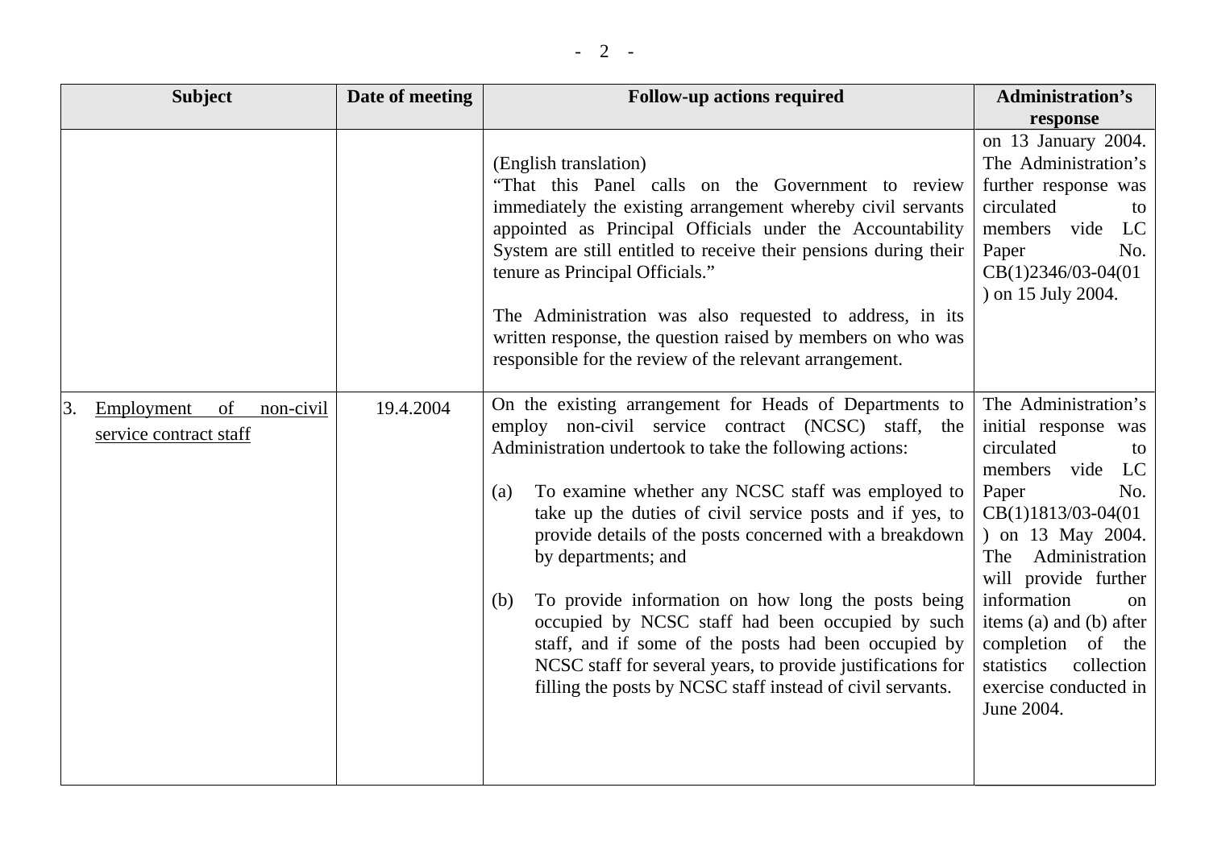| Subject | Date of meeting | Follow-up actions required | Administration's response |
|---|---|---|---|
| | | (English translation)<br>"That this Panel calls on the Government to review immediately the existing arrangement whereby civil servants appointed as Principal Officials under the Accountability System are still entitled to receive their pensions during their tenure as Principal Officials."<br><br>The Administration was also requested to address, in its written response, the question raised by members on who was responsible for the review of the relevant arrangement. | on 13 January 2004. The Administration's further response was circulated to members vide LC Paper No. CB(1)2346/03-04(01) on 15 July 2004. |
| 3. Employment of non-civil service contract staff | 19.4.2004 | On the existing arrangement for Heads of Departments to employ non-civil service contract (NCSC) staff, the Administration undertook to take the following actions:<br><br>(a) To examine whether any NCSC staff was employed to take up the duties of civil service posts and if yes, to provide details of the posts concerned with a breakdown by departments; and<br><br>(b) To provide information on how long the posts being occupied by NCSC staff had been occupied by such staff, and if some of the posts had been occupied by NCSC staff for several years, to provide justifications for filling the posts by NCSC staff instead of civil servants. | The Administration's initial response was circulated to members vide LC Paper No. CB(1)1813/03-04(01) on 13 May 2004. The Administration will provide further information on items (a) and (b) after completion of the statistics collection exercise conducted in June 2004. |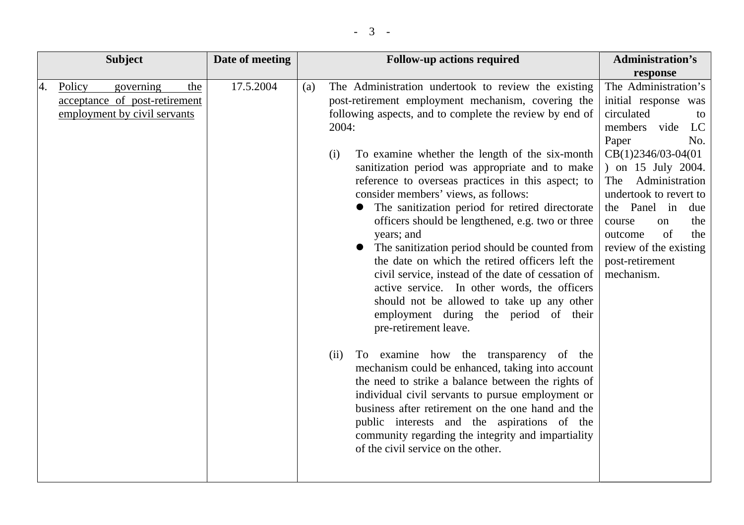| Subject | Date of meeting | Follow-up actions required | Administration's response |
|---|---|---|---|
| 4. Policy governing the acceptance of post-retirement employment by civil servants | 17.5.2004 | (a) The Administration undertook to review the existing post-retirement employment mechanism, covering the following aspects, and to complete the review by end of 2004:<br><br>(i) To examine whether the length of the six-month sanitization period was appropriate and to make reference to overseas practices in this aspect; to consider members' views, as follows:<br>● The sanitization period for retired directorate officers should be lengthened, e.g. two or three years; and<br>● The sanitization period should be counted from the date on which the retired officers left the civil service, instead of the date of cessation of active service. In other words, the officers should not be allowed to take up any other employment during the period of their pre-retirement leave.<br><br>(ii) To examine how the transparency of the mechanism could be enhanced, taking into account the need to strike a balance between the rights of individual civil servants to pursue employment or business after retirement on the one hand and the public interests and the aspirations of the community regarding the integrity and impartiality of the civil service on the other. | The Administration's initial response was circulated to members vide LC Paper No. CB(1)2346/03-04(01) on 15 July 2004. The Administration undertook to revert to the Panel in due course on the outcome of the review of the existing post-retirement mechanism. |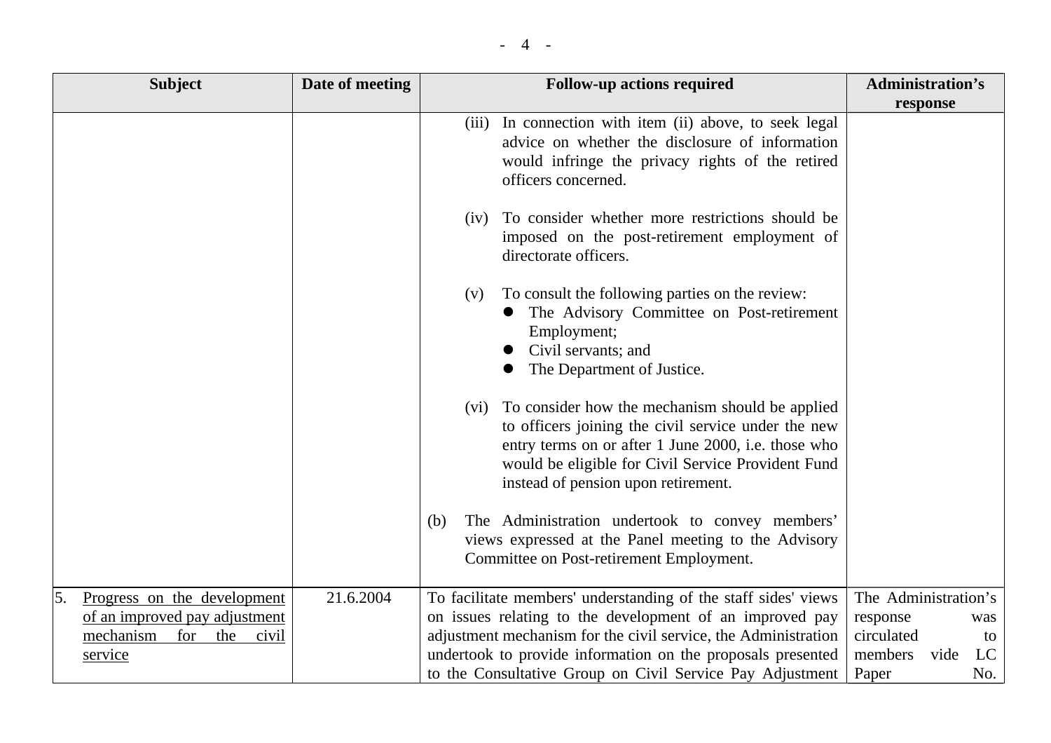| Subject | Date of meeting | Follow-up actions required | Administration's response |
|---|---|---|---|
| | | (iii) In connection with item (ii) above, to seek legal advice on whether the disclosure of information would infringe the privacy rights of the retired officers concerned.<br><br>(iv) To consider whether more restrictions should be imposed on the post-retirement employment of directorate officers.<br><br>(v) To consult the following parties on the review:<br>● The Advisory Committee on Post-retirement Employment;<br>● Civil servants; and<br>● The Department of Justice.<br><br>(vi) To consider how the mechanism should be applied to officers joining the civil service under the new entry terms on or after 1 June 2000, i.e. those who would be eligible for Civil Service Provident Fund instead of pension upon retirement.<br><br>(b) The Administration undertook to convey members' views expressed at the Panel meeting to the Advisory Committee on Post-retirement Employment. | |
| 5. Progress on the development of an improved pay adjustment mechanism for the civil service | 21.6.2004 | To facilitate members' understanding of the staff sides' views on issues relating to the development of an improved pay adjustment mechanism for the civil service, the Administration undertook to provide information on the proposals presented to the Consultative Group on Civil Service Pay Adjustment | The Administration's response was circulated to members vide LC Paper No. |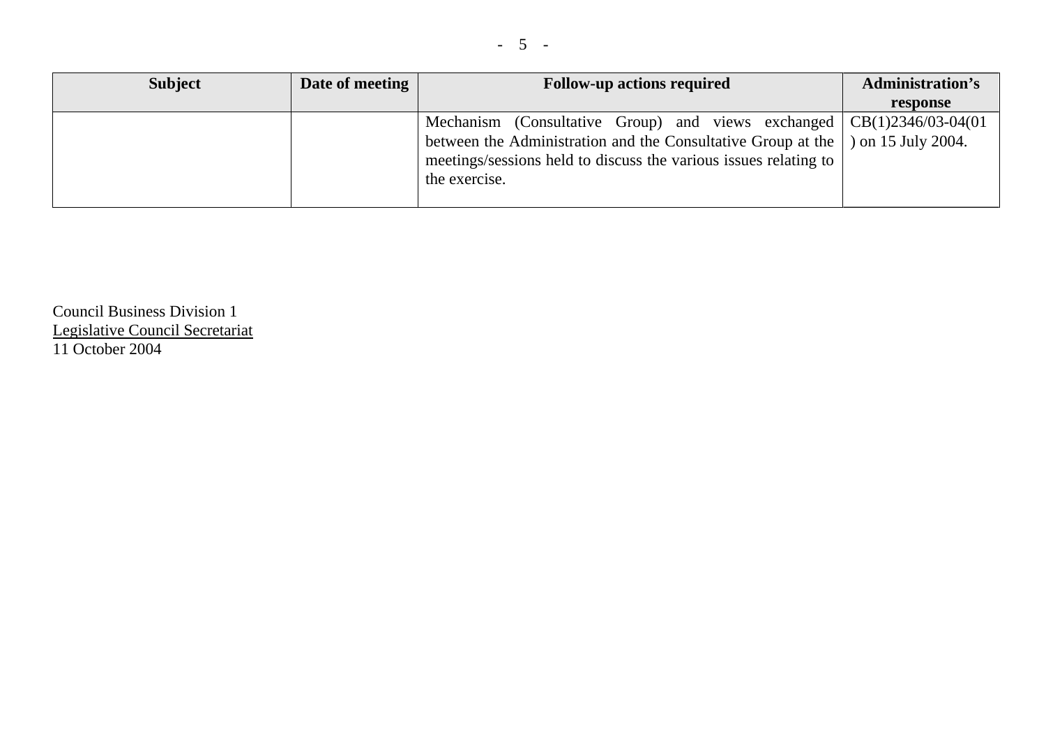| Subject | Date of meeting | Follow-up actions required | Administration's response |
|---|---|---|---|
| | | Mechanism (Consultative Group) and views exchanged between the Administration and the Consultative Group at the meetings/sessions held to discuss the various issues relating to the exercise. | CB(1)2346/03-04(01) on 15 July 2004. |

Council Business Division 1
Legislative Council Secretariat
11 October 2004